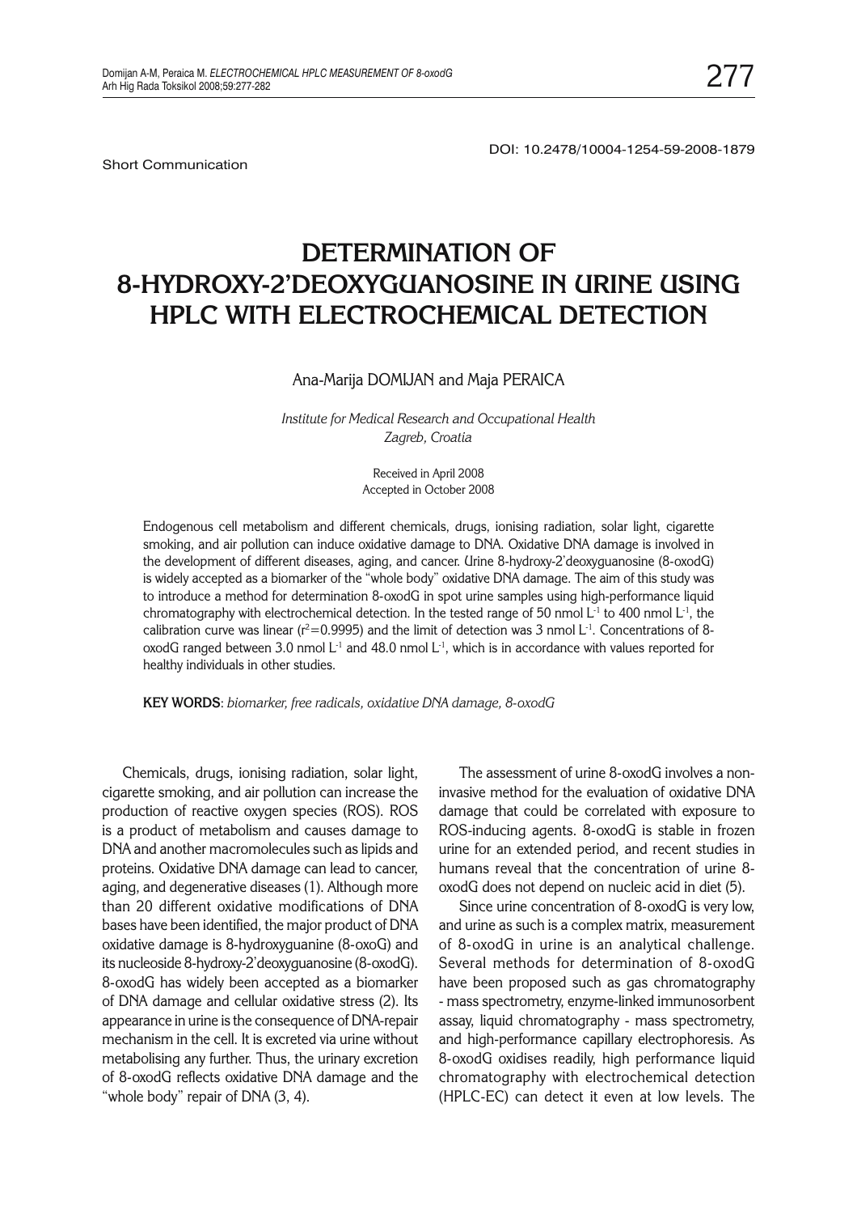DOI: 10.2478/10004-1254-59-2008-1879

Short Communication

# DETERMINATION OF 8-HYDROXY-2'DEOXYGUANOSINE IN URINE USING HPLC WITH ELECTROCHEMICAL DETECTION

Ana-Marija DOMIJAN and Maja PERAICA

*Institute for Medical Research and Occupational Health*
*Zagreb, Croatia*

Received in April 2008
Accepted in October 2008

Endogenous cell metabolism and different chemicals, drugs, ionising radiation, solar light, cigarette smoking, and air pollution can induce oxidative damage to DNA. Oxidative DNA damage is involved in the development of different diseases, aging, and cancer. Urine 8-hydroxy-2'deoxyguanosine (8-oxodG) is widely accepted as a biomarker of the "whole body" oxidative DNA damage. The aim of this study was to introduce a method for determination 8-oxodG in spot urine samples using high-performance liquid chromatography with electrochemical detection. In the tested range of 50 nmol $L^{-1}$ to 400 nmol $L^{-1}$, the calibration curve was linear ($r^2$=0.9995) and the limit of detection was 3 nmol $L^{-1}$. Concentrations of 8-oxodG ranged between 3.0 nmol $L^{-1}$ and 48.0 nmol $L^{-1}$, which is in accordance with values reported for healthy individuals in other studies.

**KEY WORDS**: *biomarker, free radicals, oxidative DNA damage, 8-oxodG*

Chemicals, drugs, ionising radiation, solar light, cigarette smoking, and air pollution can increase the production of reactive oxygen species (ROS). ROS is a product of metabolism and causes damage to DNA and another macromolecules such as lipids and proteins. Oxidative DNA damage can lead to cancer, aging, and degenerative diseases (1). Although more than 20 different oxidative modifications of DNA bases have been identified, the major product of DNA oxidative damage is 8-hydroxyguanine (8-oxoG) and its nucleoside 8-hydroxy-2'deoxyguanosine (8-oxodG). 8-oxodG has widely been accepted as a biomarker of DNA damage and cellular oxidative stress (2). Its appearance in urine is the consequence of DNA-repair mechanism in the cell. It is excreted via urine without metabolising any further. Thus, the urinary excretion of 8-oxodG reflects oxidative DNA damage and the "whole body" repair of DNA (3, 4).

The assessment of urine 8-oxodG involves a non-invasive method for the evaluation of oxidative DNA damage that could be correlated with exposure to ROS-inducing agents. 8-oxodG is stable in frozen urine for an extended period, and recent studies in humans reveal that the concentration of urine 8-oxodG does not depend on nucleic acid in diet (5).

Since urine concentration of 8-oxodG is very low, and urine as such is a complex matrix, measurement of 8-oxodG in urine is an analytical challenge. Several methods for determination of 8-oxodG have been proposed such as gas chromatography - mass spectrometry, enzyme-linked immunosorbent assay, liquid chromatography - mass spectrometry, and high-performance capillary electrophoresis. As 8-oxodG oxidises readily, high performance liquid chromatography with electrochemical detection (HPLC-EC) can detect it even at low levels. The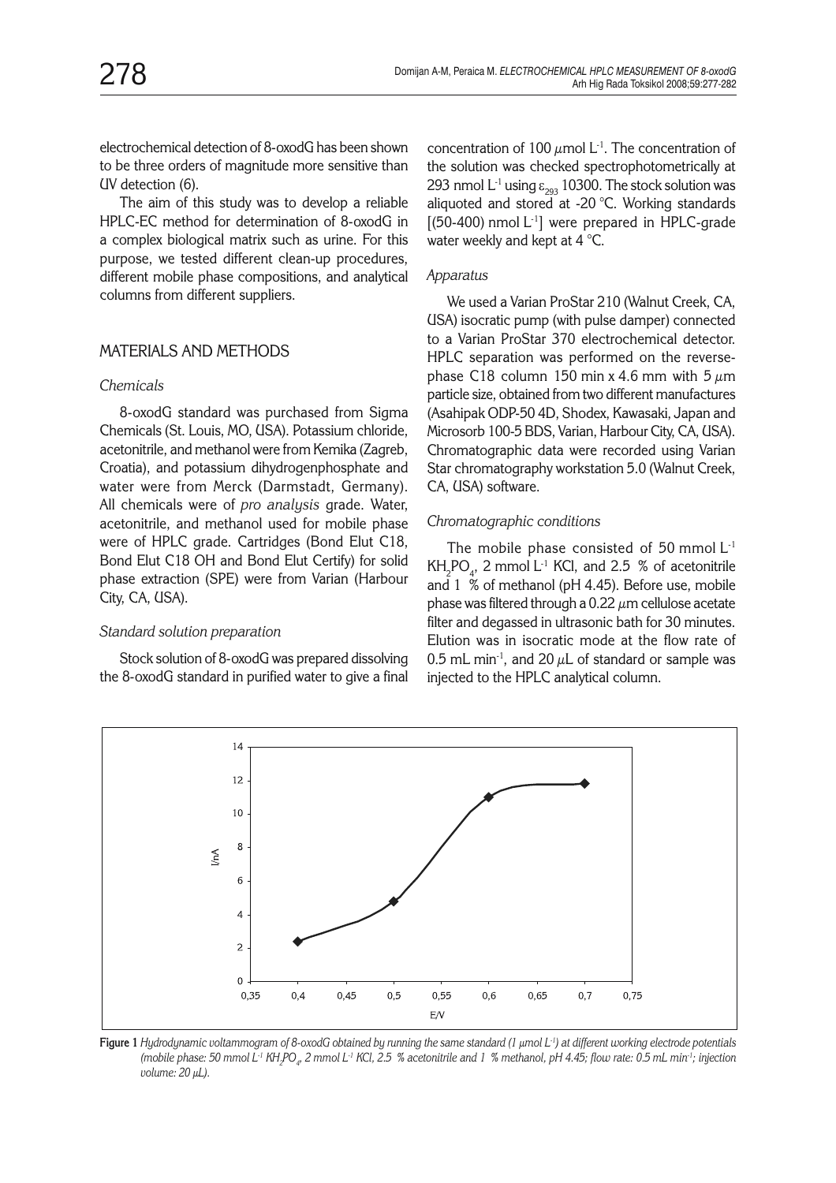electrochemical detection of 8-oxodG has been shown to be three orders of magnitude more sensitive than UV detection (6).

The aim of this study was to develop a reliable HPLC-EC method for determination of 8-oxodG in a complex biological matrix such as urine. For this purpose, we tested different clean-up procedures, different mobile phase compositions, and analytical columns from different suppliers.

## MATERIALS AND METHODS

### *Chemicals*

8-oxodG standard was purchased from Sigma Chemicals (St. Louis, MO, USA). Potassium chloride, acetonitrile, and methanol were from Kemika (Zagreb, Croatia), and potassium dihydrogenphosphate and water were from Merck (Darmstadt, Germany). All chemicals were of *pro analysis* grade. Water, acetonitrile, and methanol used for mobile phase were of HPLC grade. Cartridges (Bond Elut C18, Bond Elut C18 OH and Bond Elut Certify) for solid phase extraction (SPE) were from Varian (Harbour City, CA, USA).

### *Standard solution preparation*

Stock solution of 8-oxodG was prepared dissolving the 8-oxodG standard in purified water to give a final concentration of 100 μmol $L^{-1}$. The concentration of the solution was checked spectrophotometrically at 293 nmol $L^{-1}$ using $\varepsilon_{293}$ 10300. The stock solution was aliquoted and stored at -20 °C. Working standards [(50-400) nmol $L^{-1}$] were prepared in HPLC-grade water weekly and kept at 4 °C.

### *Apparatus*

We used a Varian ProStar 210 (Walnut Creek, CA, USA) isocratic pump (with pulse damper) connected to a Varian ProStar 370 electrochemical detector. HPLC separation was performed on the reverse-phase C18 column 150 min x 4.6 mm with 5 μm particle size, obtained from two different manufactures (Asahipak ODP-50 4D, Shodex, Kawasaki, Japan and Microsorb 100-5 BDS, Varian, Harbour City, CA, USA). Chromatographic data were recorded using Varian Star chromatography workstation 5.0 (Walnut Creek, CA, USA) software.

### *Chromatographic conditions*

The mobile phase consisted of 50 mmol $L^{-1}$ $KH_2PO_4$, 2 mmol $L^{-1}$ KCl, and 2.5 % of acetonitrile and 1 % of methanol (pH 4.45). Before use, mobile phase was filtered through a 0.22 μm cellulose acetate filter and degassed in ultrasonic bath for 30 minutes. Elution was in isocratic mode at the flow rate of 0.5 mL $min^{-1}$, and 20 μL of standard or sample was injected to the HPLC analytical column.

**Figure 1** *Hydrodynamic voltammogram of 8-oxodG obtained by running the same standard (1 μmol $L^{-1}$) at different working electrode potentials (mobile phase: 50 mmol $L^{-1}$ $KH_2PO_4$, 2 mmol $L^{-1}$ KCl, 2.5 % acetonitrile and 1 % methanol, pH 4.45; flow rate: 0.5 mL $min^{-1}$; injection volume: 20 μL).*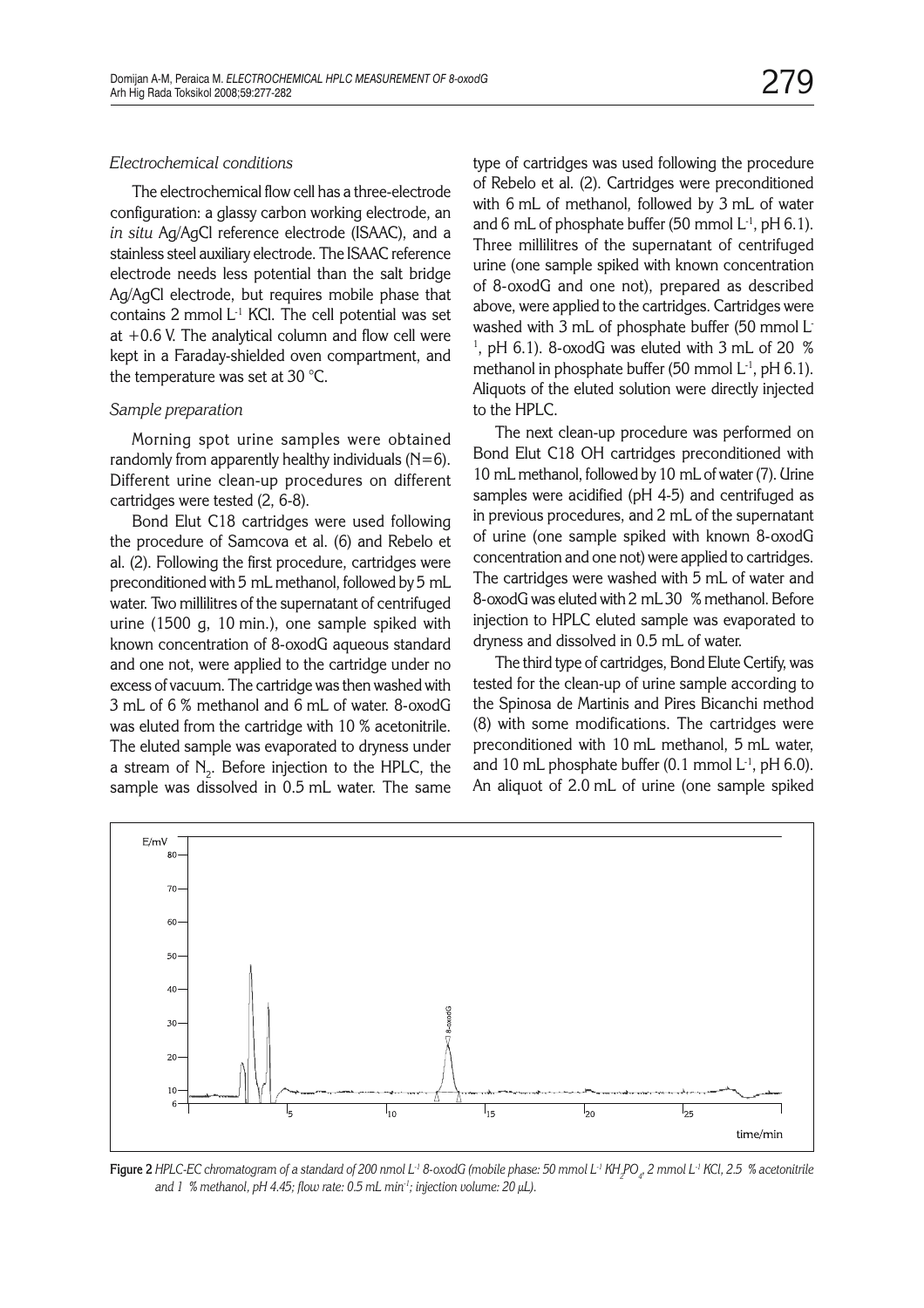*Electrochemical conditions*

The electrochemical flow cell has a three-electrode configuration: a glassy carbon working electrode, an *in situ* Ag/AgCl reference electrode (ISAAC), and a stainless steel auxiliary electrode. The ISAAC reference electrode needs less potential than the salt bridge Ag/AgCl electrode, but requires mobile phase that contains 2 mmol $L^{-1}$ KCl. The cell potential was set at +0.6 V. The analytical column and flow cell were kept in a Faraday-shielded oven compartment, and the temperature was set at 30 °C.

*Sample preparation*

Morning spot urine samples were obtained randomly from apparently healthy individuals (N=6). Different urine clean-up procedures on different cartridges were tested (2, 6-8).

Bond Elut C18 cartridges were used following the procedure of Samcova et al. (6) and Rebelo et al. (2). Following the first procedure, cartridges were preconditioned with 5 mL methanol, followed by 5 mL water. Two millilitres of the supernatant of centrifuged urine (1500 g, 10 min.), one sample spiked with known concentration of 8-oxodG aqueous standard and one not, were applied to the cartridge under no excess of vacuum. The cartridge was then washed with 3 mL of 6 % methanol and 6 mL of water. 8-oxodG was eluted from the cartridge with 10 % acetonitrile. The eluted sample was evaporated to dryness under a stream of $N_2$. Before injection to the HPLC, the sample was dissolved in 0.5 mL water. The same type of cartridges was used following the procedure of Rebelo et al. (2). Cartridges were preconditioned with 6 mL of methanol, followed by 3 mL of water and 6 mL of phosphate buffer (50 mmol $L^{-1}$, pH 6.1). Three millilitres of the supernatant of centrifuged urine (one sample spiked with known concentration of 8-oxodG and one not), prepared as described above, were applied to the cartridges. Cartridges were washed with 3 mL of phosphate buffer (50 mmol $L^{-1}$, pH 6.1). 8-oxodG was eluted with 3 mL of 20 % methanol in phosphate buffer (50 mmol $L^{-1}$, pH 6.1). Aliquots of the eluted solution were directly injected to the HPLC.

The next clean-up procedure was performed on Bond Elut C18 OH cartridges preconditioned with 10 mL methanol, followed by 10 mL of water (7). Urine samples were acidified (pH 4-5) and centrifuged as in previous procedures, and 2 mL of the supernatant of urine (one sample spiked with known 8-oxodG concentration and one not) were applied to cartridges. The cartridges were washed with 5 mL of water and 8-oxodG was eluted with 2 mL 30 % methanol. Before injection to HPLC eluted sample was evaporated to dryness and dissolved in 0.5 mL of water.

The third type of cartridges, Bond Elute Certify, was tested for the clean-up of urine sample according to the Spinosa de Martinis and Pires Bicanchi method (8) with some modifications. The cartridges were preconditioned with 10 mL methanol, 5 mL water, and 10 mL phosphate buffer (0.1 mmol $L^{-1}$, pH 6.0). An aliquot of 2.0 mL of urine (one sample spiked

**Figure 2** *HPLC-EC chromatogram of a standard of 200 nmol $L^{-1}$ 8-oxodG (mobile phase: 50 mmol $L^{-1}$ $KH_2PO_4$, 2 mmol $L^{-1}$ KCl, 2.5 % acetonitrile and 1 % methanol, pH 4.45; flow rate: 0.5 mL $min^{-1}$; injection volume: 20 μL).*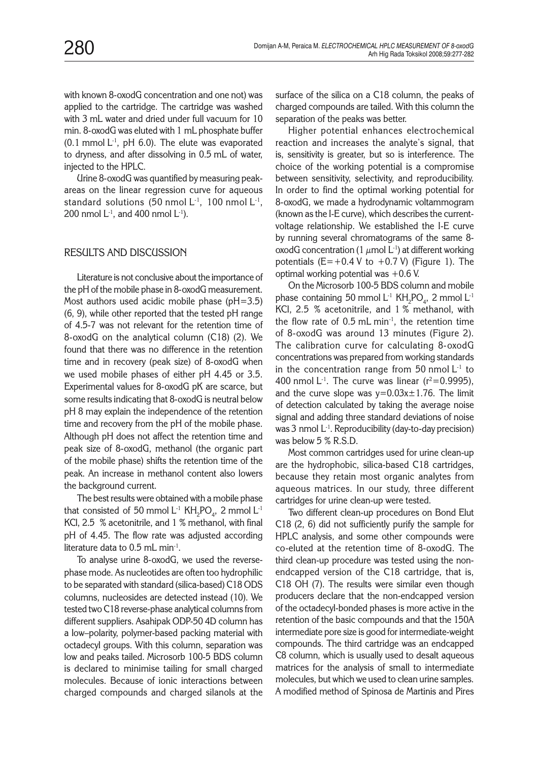with known 8-oxodG concentration and one not) was applied to the cartridge. The cartridge was washed with 3 mL water and dried under full vacuum for 10 min. 8-oxodG was eluted with 1 mL phosphate buffer (0.1 mmol $L^{-1}$, pH 6.0). The elute was evaporated to dryness, and after dissolving in 0.5 mL of water, injected to the HPLC.

Urine 8-oxodG was quantified by measuring peak-areas on the linear regression curve for aqueous standard solutions (50 nmol $L^{-1}$, 100 nmol $L^{-1}$, 200 nmol $L^{-1}$, and 400 nmol $L^{-1}$).

## RESULTS AND DISCUSSION

Literature is not conclusive about the importance of the pH of the mobile phase in 8-oxodG measurement. Most authors used acidic mobile phase (pH=3.5) (6, 9), while other reported that the tested pH range of 4.5-7 was not relevant for the retention time of 8-oxodG on the analytical column (C18) (2). We found that there was no difference in the retention time and in recovery (peak size) of 8-oxodG when we used mobile phases of either pH 4.45 or 3.5. Experimental values for 8-oxodG pK are scarce, but some results indicating that 8-oxodG is neutral below pH 8 may explain the independence of the retention time and recovery from the pH of the mobile phase. Although pH does not affect the retention time and peak size of 8-oxodG, methanol (the organic part of the mobile phase) shifts the retention time of the peak. An increase in methanol content also lowers the background current.

The best results were obtained with a mobile phase that consisted of 50 mmol $L^{-1}$ $KH_2PO_4$, 2 mmol $L^{-1}$ KCl, 2.5 % acetonitrile, and 1 % methanol, with final pH of 4.45. The flow rate was adjusted according literature data to 0.5 mL $min^{-1}$.

To analyse urine 8-oxodG, we used the reverse-phase mode. As nucleotides are often too hydrophilic to be separated with standard (silica-based) C18 ODS columns, nucleosides are detected instead (10). We tested two C18 reverse-phase analytical columns from different suppliers. Asahipak ODP-50 4D column has a low–polarity, polymer-based packing material with octadecyl groups. With this column, separation was low and peaks tailed. Microsorb 100-5 BDS column is declared to minimise tailing for small charged molecules. Because of ionic interactions between charged compounds and charged silanols at the surface of the silica on a C18 column, the peaks of charged compounds are tailed. With this column the separation of the peaks was better.

Higher potential enhances electrochemical reaction and increases the analyte's signal, that is, sensitivity is greater, but so is interference. The choice of the working potential is a compromise between sensitivity, selectivity, and reproducibility. In order to find the optimal working potential for 8-oxodG, we made a hydrodynamic voltammogram (known as the I-E curve), which describes the current-voltage relationship. We established the I-E curve by running several chromatograms of the same 8-oxodG concentration (1 $\mu$mol $L^{-1}$) at different working potentials ($E=+0.4$ V to $+0.7$ V) (Figure 1). The optimal working potential was +0.6 V.

On the Microsorb 100-5 BDS column and mobile phase containing 50 mmol $L^{-1}$ $KH_2PO_4$, 2 mmol $L^{-1}$ KCl, 2.5 % acetonitrile, and 1 % methanol, with the flow rate of 0.5 mL $min^{-1}$, the retention time of 8-oxodG was around 13 minutes (Figure 2). The calibration curve for calculating 8-oxodG concentrations was prepared from working standards in the concentration range from 50 nmol $L^{-1}$ to 400 nmol $L^{-1}$. The curve was linear ($r^2=0.9995$), and the curve slope was $y=0.03x\pm1.76$. The limit of detection calculated by taking the average noise signal and adding three standard deviations of noise was 3 nmol $L^{-1}$. Reproducibility (day-to-day precision) was below 5 % R.S.D.

Most common cartridges used for urine clean-up are the hydrophobic, silica-based C18 cartridges, because they retain most organic analytes from aqueous matrices. In our study, three different cartridges for urine clean-up were tested.

Two different clean-up procedures on Bond Elut C18 (2, 6) did not sufficiently purify the sample for HPLC analysis, and some other compounds were co-eluted at the retention time of 8-oxodG. The third clean-up procedure was tested using the non-endcapped version of the C18 cartridge, that is, C18 OH (7). The results were similar even though producers declare that the non-endcapped version of the octadecyl-bonded phases is more active in the retention of the basic compounds and that the 150A intermediate pore size is good for intermediate-weight compounds. The third cartridge was an endcapped C8 column, which is usually used to desalt aqueous matrices for the analysis of small to intermediate molecules, but which we used to clean urine samples. A modified method of Spinosa de Martinis and Pires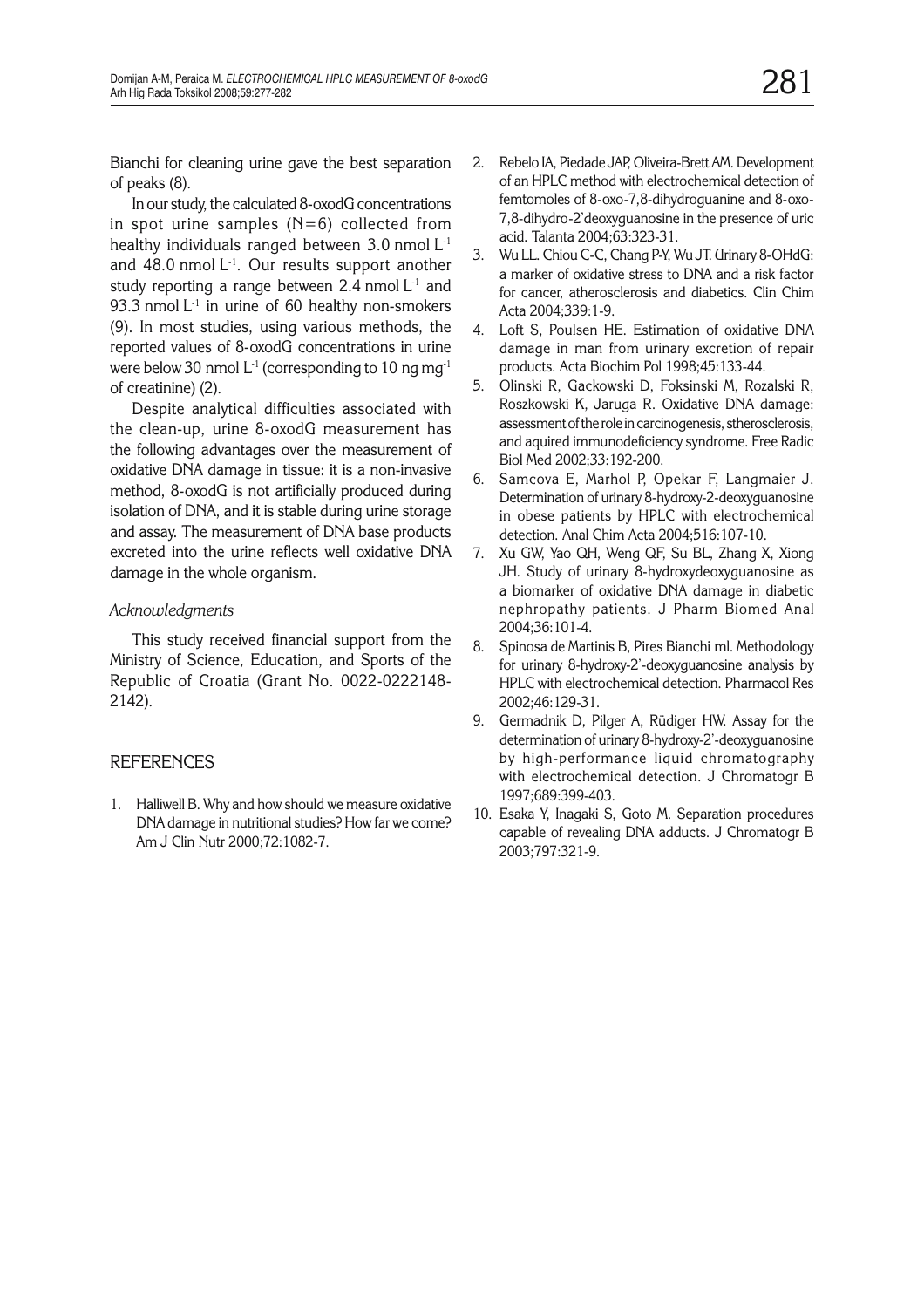Bianchi for cleaning urine gave the best separation of peaks (8).

In our study, the calculated 8-oxodG concentrations in spot urine samples (N=6) collected from healthy individuals ranged between 3.0 nmol $L^{-1}$ and 48.0 nmol $L^{-1}$. Our results support another study reporting a range between 2.4 nmol $L^{-1}$ and 93.3 nmol $L^{-1}$ in urine of 60 healthy non-smokers (9). In most studies, using various methods, the reported values of 8-oxodG concentrations in urine were below 30 nmol $L^{-1}$ (corresponding to 10 ng $mg^{-1}$ of creatinine) (2).

Despite analytical difficulties associated with the clean-up, urine 8-oxodG measurement has the following advantages over the measurement of oxidative DNA damage in tissue: it is a non-invasive method, 8-oxodG is not artificially produced during isolation of DNA, and it is stable during urine storage and assay. The measurement of DNA base products excreted into the urine reflects well oxidative DNA damage in the whole organism.

*Acknowledgments*

This study received financial support from the Ministry of Science, Education, and Sports of the Republic of Croatia (Grant No. 0022-0222148-2142).

## REFERENCES

1. Halliwell B. Why and how should we measure oxidative DNA damage in nutritional studies? How far we come? Am J Clin Nutr 2000;72:1082-7.
2. Rebelo IA, Piedade JAP, Oliveira-Brett AM. Development of an HPLC method with electrochemical detection of femtomoles of 8-oxo-7,8-dihydroguanine and 8-oxo-7,8-dihydro-2'deoxyguanosine in the presence of uric acid. Talanta 2004;63:323-31.
3. Wu LL. Chiou C-C, Chang P-Y, Wu JT. Urinary 8-OHdG: a marker of oxidative stress to DNA and a risk factor for cancer, atherosclerosis and diabetics. Clin Chim Acta 2004;339:1-9.
4. Loft S, Poulsen HE. Estimation of oxidative DNA damage in man from urinary excretion of repair products. Acta Biochim Pol 1998;45:133-44.
5. Olinski R, Gackowski D, Foksinski M, Rozalski R, Roszkowski K, Jaruga R. Oxidative DNA damage: assessment of the role in carcinogenesis, stherosclerosis, and aquired immunodeficiency syndrome. Free Radic Biol Med 2002;33:192-200.
6. Samcova E, Marhol P, Opekar F, Langmaier J. Determination of urinary 8-hydroxy-2-deoxyguanosine in obese patients by HPLC with electrochemical detection. Anal Chim Acta 2004;516:107-10.
7. Xu GW, Yao QH, Weng QF, Su BL, Zhang X, Xiong JH. Study of urinary 8-hydroxydeoxyguanosine as a biomarker of oxidative DNA damage in diabetic nephropathy patients. J Pharm Biomed Anal 2004;36:101-4.
8. Spinosa de Martinis B, Pires Bianchi ml. Methodology for urinary 8-hydroxy-2'-deoxyguanosine analysis by HPLC with electrochemical detection. Pharmacol Res 2002;46:129-31.
9. Germadnik D, Pilger A, Rüdiger HW. Assay for the determination of urinary 8-hydroxy-2'-deoxyguanosine by high-performance liquid chromatography with electrochemical detection. J Chromatogr B 1997;689:399-403.
10. Esaka Y, Inagaki S, Goto M. Separation procedures capable of revealing DNA adducts. J Chromatogr B 2003;797:321-9.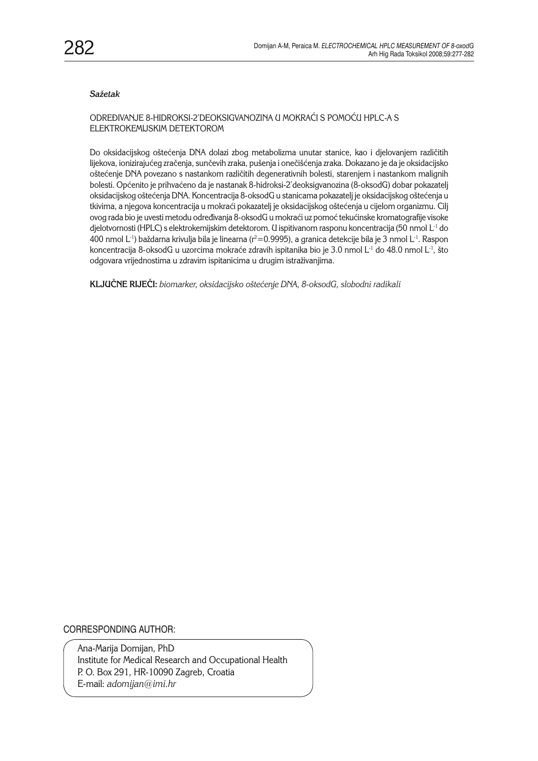*Sažetak*

ODREĐIVANJE 8-HIDROKSI-2'DEOKSIGVANOZINA U MOKRAĆI S POMOĆU HPLC-A S ELEKTROKEMIJSKIM DETEKTOROM

Do oksidacijskog oštećenja DNA dolazi zbog metabolizma unutar stanice, kao i djelovanjem različitih lijekova, ionizirajućeg zračenja, sunčevih zraka, pušenja i onečišćenja zraka. Dokazano je da je oksidacijsko oštećenje DNA povezano s nastankom različitih degenerativnih bolesti, starenjem i nastankom malignih bolesti. Općenito je prihvaćeno da je nastanak 8-hidroksi-2'deoksigvanozina (8-oksodG) dobar pokazatelj oksidacijskog oštećenja DNA. Koncentracija 8-oksodG u stanicama pokazatelj je oksidacijskog oštećenja u tkivima, a njegova koncentracija u mokraći pokazatelj je oksidacijskog oštećenja u cijelom organizmu. Cilj ovog rada bio je uvesti metodu određivanja 8-oksodG u mokraći uz pomoć tekućinske kromatografije visoke djelotvornosti (HPLC) s elektrokemijskim detektorom. U ispitivanom rasponu koncentracija (50 nmol $L^{-1}$ do 400 nmol $L^{-1}$) baždarna krivulja bila je linearna ($r^2$=0.9995), a granica detekcije bila je 3 nmol $L^{-1}$. Raspon koncentracija 8-oksodG u uzorcima mokraće zdravih ispitanika bio je 3.0 nmol $L^{-1}$ do 48.0 nmol $L^{-1}$, što odgovara vrijednostima u zdravim ispitanicima u drugim istraživanjima.

**KLJUČNE RIJEČI:** *biomarker, oksidacijsko oštećenje DNA, 8-oksodG, slobodni radikali*

CORRESPONDING AUTHOR:

Ana-Marija Domijan, PhD
Institute for Medical Research and Occupational Health
P. O. Box 291, HR-10090 Zagreb, Croatia
E-mail: *adomijan@imi.hr*